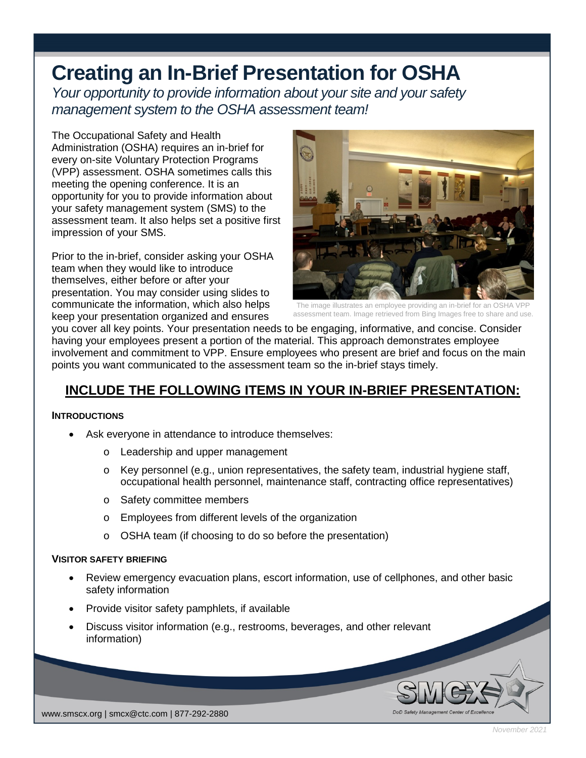# Creating an In-Brief Presentation for OSHA

*Your opportunity to provide information about your site and your safety management system to the OSHA assessment team!*

The Occupational Safety and Health Administration (OSHA) requires an in-brief for every on-site Voluntary Protection Programs (VPP) assessment. OSHA sometimes calls this meeting the opening conference. It is an opportunity for you to provide information about your safety management system (SMS) to the assessment team. It also helps set a positive first impression of your SMS.

The image illustrates an employee providing an in-brief for an OSHA VPP assessment team. Image retrieved from Bing Images free to share and use.

Prior to the in-brief, consider asking your OSHA team when they would like to introduce themselves, either before or after your presentation. You may consider using slides to communicate the information, which also helps keep your presentation organized and ensures you cover all key points. Your presentation needs to be engaging, informative, and concise. Consider having your employees present a portion of the material. This approach demonstrates employee involvement and commitment to VPP. Ensure employees who present are brief and focus on the main points you want communicated to the assessment team so the in-brief stays timely.

## INCLUDE THE FOLLOWING ITEMS IN YOUR IN-BRIEF PRESENTATION:

### INTRODUCTIONS

- Ask everyone in attendance to introduce themselves:
  - Leadership and upper management
  - Key personnel (e.g., union representatives, the safety team, industrial hygiene staff, occupational health personnel, maintenance staff, contracting office representatives)
  - Safety committee members
  - Employees from different levels of the organization
  - OSHA team (if choosing to do so before the presentation)

### VISITOR SAFETY BRIEFING

- Review emergency evacuation plans, escort information, use of cellphones, and other basic safety information
- Provide visitor safety pamphlets, if available
- Discuss visitor information (e.g., restrooms, beverages, and other relevant information)

www.smscx.org | smcx@ctc.com | 877-292-2880

November 2021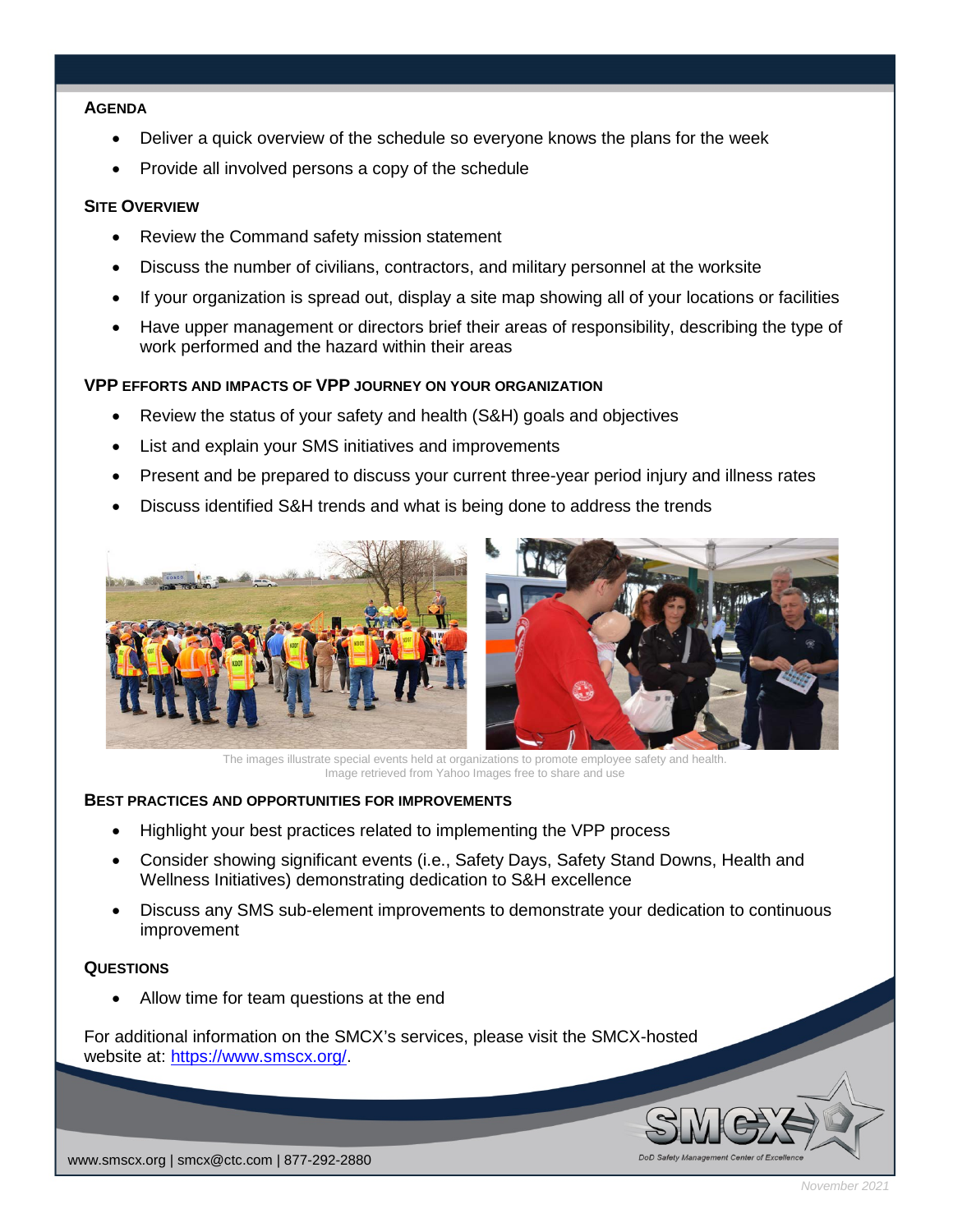## Agenda

- Deliver a quick overview of the schedule so everyone knows the plans for the week
- Provide all involved persons a copy of the schedule

## Site Overview

- Review the Command safety mission statement
- Discuss the number of civilians, contractors, and military personnel at the worksite
- If your organization is spread out, display a site map showing all of your locations or facilities
- Have upper management or directors brief their areas of responsibility, describing the type of work performed and the hazard within their areas

## VPP Efforts and Impacts of VPP Journey on Your Organization

- Review the status of your safety and health (S&H) goals and objectives
- List and explain your SMS initiatives and improvements
- Present and be prepared to discuss your current three-year period injury and illness rates
- Discuss identified S&H trends and what is being done to address the trends

The images illustrate special events held at organizations to promote employee safety and health.
Image retrieved from Yahoo Images free to share and use

## Best Practices and Opportunities for Improvements

- Highlight your best practices related to implementing the VPP process
- Consider showing significant events (i.e., Safety Days, Safety Stand Downs, Health and Wellness Initiatives) demonstrating dedication to S&H excellence
- Discuss any SMS sub-element improvements to demonstrate your dedication to continuous improvement

## Questions

- Allow time for team questions at the end

For additional information on the SMCX's services, please visit the SMCX-hosted website at: [https://www.smcx.org/](https://www.smcx.org/).

SMCX
DoD Safety Management Center of Excellence

www.smcx.org | smcx@ctc.com | 877-292-2880

*November 2021*